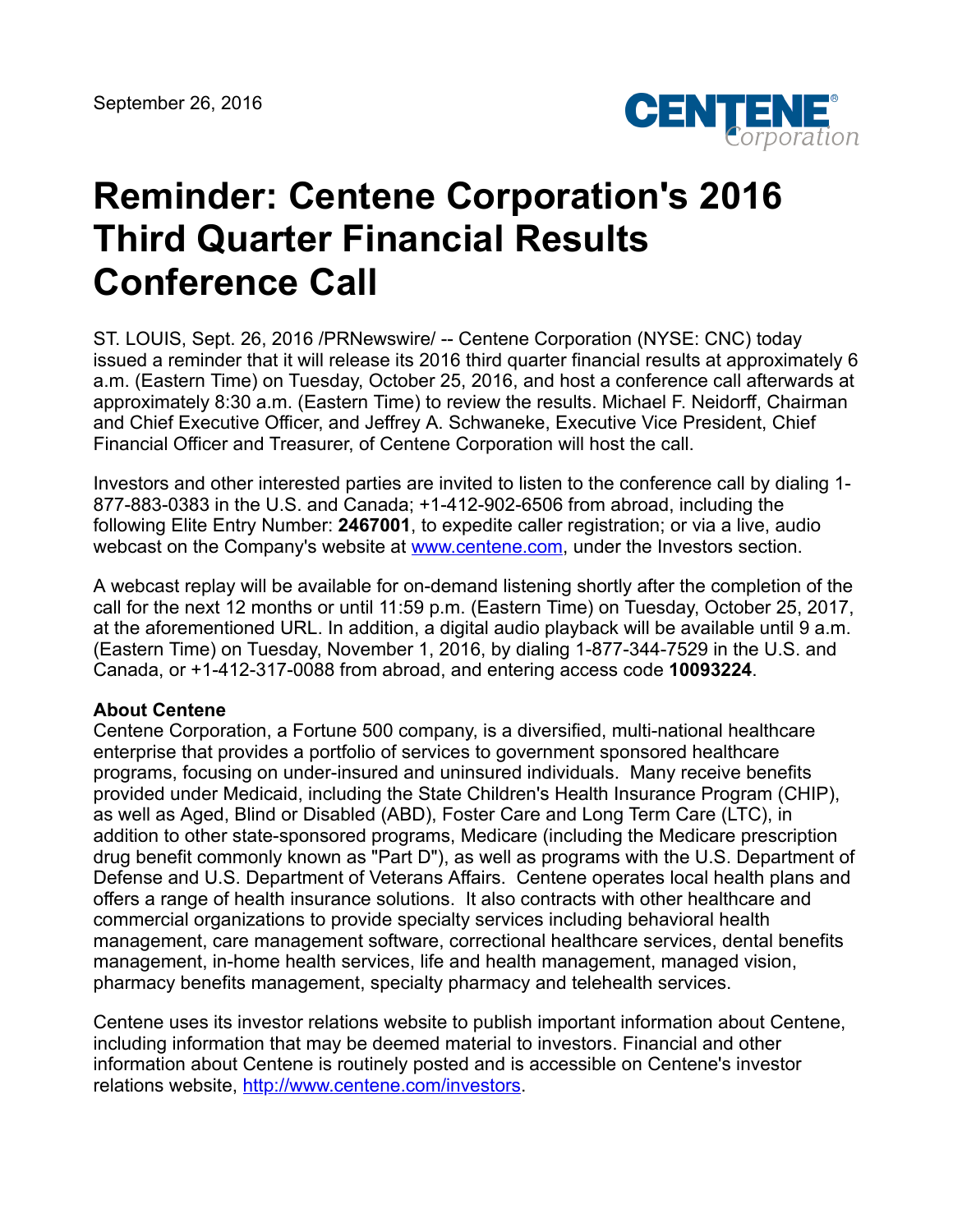September 26, 2016

# Reminder: Centene Corporation's 2016 Third Quarter Financial Results Conference Call

ST. LOUIS, Sept. 26, 2016 /PRNewswire/ -- Centene Corporation (NYSE: CNC) today issued a reminder that it will release its 2016 third quarter financial results at approximately 6 a.m. (Eastern Time) on Tuesday, October 25, 2016, and host a conference call afterwards at approximately 8:30 a.m. (Eastern Time) to review the results. Michael F. Neidorff, Chairman and Chief Executive Officer, and Jeffrey A. Schwaneke, Executive Vice President, Chief Financial Officer and Treasurer, of Centene Corporation will host the call.

Investors and other interested parties are invited to listen to the conference call by dialing 1-877-883-0383 in the U.S. and Canada; +1-412-902-6506 from abroad, including the following Elite Entry Number: **2467001**, to expedite caller registration; or via a live, audio webcast on the Company's website at www.centene.com, under the Investors section.

A webcast replay will be available for on-demand listening shortly after the completion of the call for the next 12 months or until 11:59 p.m. (Eastern Time) on Tuesday, October 25, 2017, at the aforementioned URL. In addition, a digital audio playback will be available until 9 a.m. (Eastern Time) on Tuesday, November 1, 2016, by dialing 1-877-344-7529 in the U.S. and Canada, or +1-412-317-0088 from abroad, and entering access code **10093224**.

**About Centene**
Centene Corporation, a Fortune 500 company, is a diversified, multi-national healthcare enterprise that provides a portfolio of services to government sponsored healthcare programs, focusing on under-insured and uninsured individuals. Many receive benefits provided under Medicaid, including the State Children's Health Insurance Program (CHIP), as well as Aged, Blind or Disabled (ABD), Foster Care and Long Term Care (LTC), in addition to other state-sponsored programs, Medicare (including the Medicare prescription drug benefit commonly known as "Part D"), as well as programs with the U.S. Department of Defense and U.S. Department of Veterans Affairs. Centene operates local health plans and offers a range of health insurance solutions. It also contracts with other healthcare and commercial organizations to provide specialty services including behavioral health management, care management software, correctional healthcare services, dental benefits management, in-home health services, life and health management, managed vision, pharmacy benefits management, specialty pharmacy and telehealth services.

Centene uses its investor relations website to publish important information about Centene, including information that may be deemed material to investors. Financial and other information about Centene is routinely posted and is accessible on Centene's investor relations website, http://www.centene.com/investors.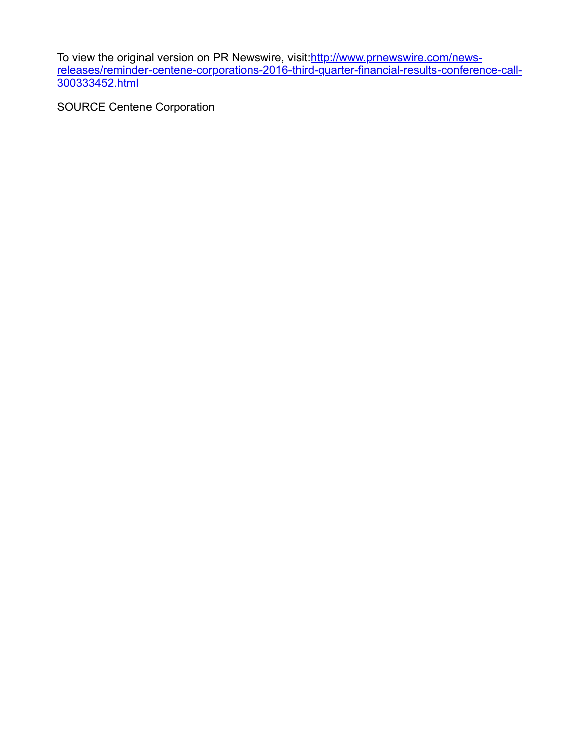To view the original version on PR Newswire, visit:[http://www.prnewswire.com/news-releases/reminder-centene-corporations-2016-third-quarter-financial-results-conference-call-300333452.html](http://www.prnewswire.com/news-releases/reminder-centene-corporations-2016-third-quarter-financial-results-conference-call-300333452.html)

SOURCE Centene Corporation